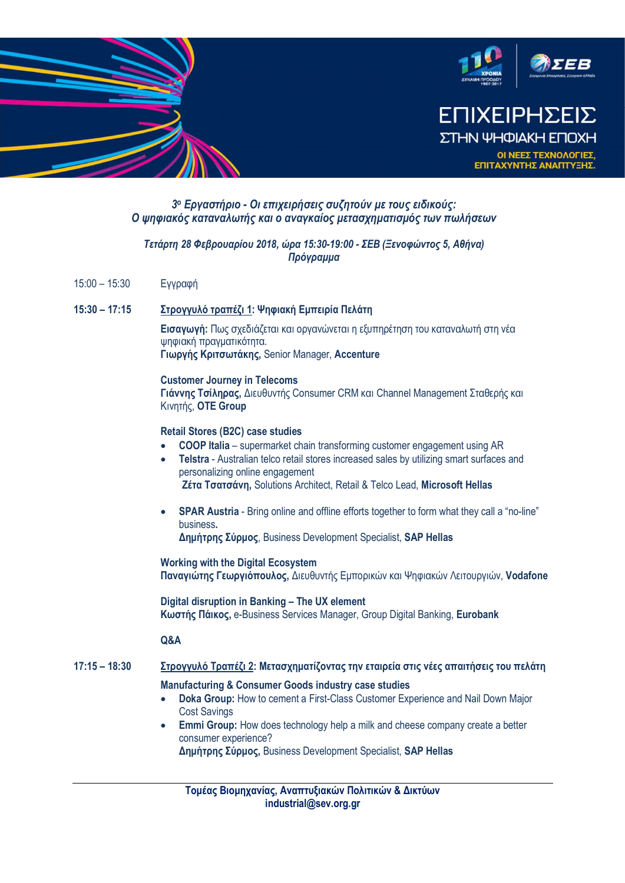# ΕΠΙΧΕΙΡΗΣΕΙΣ ΣΤΗΝ ΨΗΦΙΑΚΗ ΕΠΟΧΗ

**ΟΙ ΝΕΕΣ ΤΕΧΝΟΛΟΓΙΕΣ, ΕΠΙΤΑΧΥΝΤΗΣ ΑΝΑΠΤΥΞΗΣ.**

***3ο Εργαστήριο - Οι επιχειρήσεις συζητούν με τους ειδικούς:***
***Ο ψηφιακός καταναλωτής και ο αναγκαίος μετασχηματισμός των πωλήσεων***

***Τετάρτη 28 Φεβρουαρίου 2018, ώρα 15:30-19:00 - ΣΕΒ (Ξενοφώντος 5, Αθήνα)***
***Πρόγραμμα***

15:00 – 15:30 Εγγραφή

**15:30 – 17:15** **Στρογγυλό τραπέζι 1: Ψηφιακή Εμπειρία Πελάτη**

**Εισαγωγή:** Πως σχεδιάζεται και οργανώνεται η εξυπηρέτηση του καταναλωτή στη νέα ψηφιακή πραγματικότητα.
**Γιωργής Κριτσωτάκης**, Senior Manager, **Accenture**

**Customer Journey in Telecoms**
**Γιάννης Τσίληρας,** Διευθυντής Consumer CRM και Channel Management Σταθερής και Κινητής, **OTE Group**

**Retail Stores (B2C) case studies**

- **COOP Italia** – supermarket chain transforming customer engagement using AR
- **Telstra** - Australian telco retail stores increased sales by utilizing smart surfaces and personalizing online engagement
  **Ζέτα Τσατσάνη,** Solutions Architect, Retail & Telco Lead, **Microsoft Hellas**
- **SPAR Austria** - Bring online and offline efforts together to form what they call a “no-line” business.
  **Δημήτρης Σύρμος**, Business Development Specialist, **SAP Hellas**

**Working with the Digital Ecosystem**
**Παναγιώτης Γεωργιόπουλος,** Διευθυντής Εμπορικών και Ψηφιακών Λειτουργιών, **Vodafone**

**Digital disruption in Banking – The UX element**
**Κωστής Πάικος,** e-Business Services Manager, Group Digital Banking, **Eurobank**

**Q&A**

**17:15 – 18:30** **Στρογγυλό Τραπέζι 2: Μετασχηματίζοντας την εταιρεία στις νέες απαιτήσεις του πελάτη**

**Manufacturing & Consumer Goods industry case studies**

- **Doka Group:** How to cement a First-Class Customer Experience and Nail Down Major Cost Savings
- **Emmi Group:** How does technology help a milk and cheese company create a better consumer experience?
  **Δημήτρης Σύρμος**, Business Development Specialist, **SAP Hellas**

**Τομέας Βιομηχανίας, Αναπτυξιακών Πολιτικών & Δικτύων**
**industrial@sev.org.gr**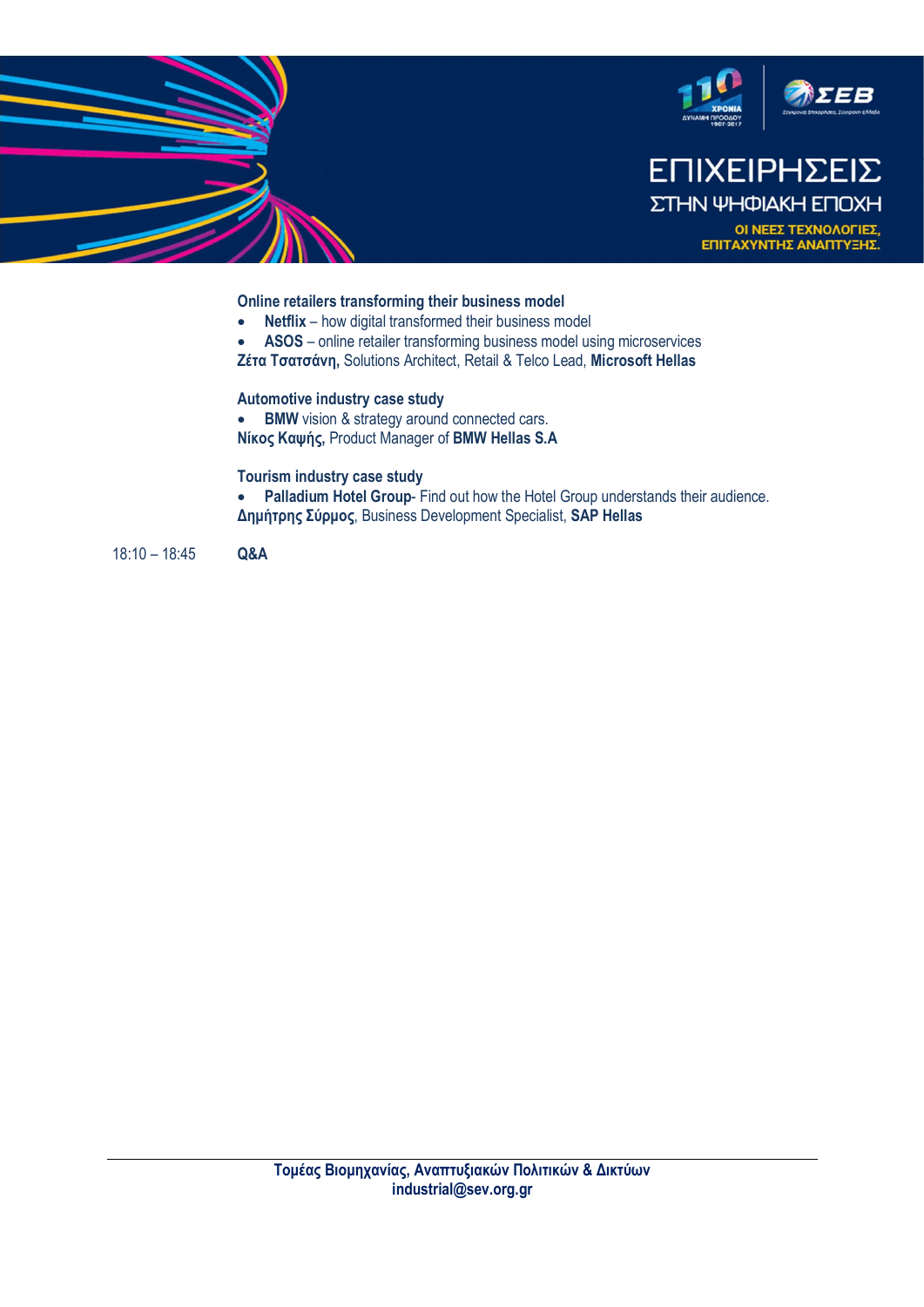**Online retailers transforming their business model**

- **Netflix** – how digital transformed their business model
- **ASOS** – online retailer transforming business model using microservices

**Ζέτα Τσατσάνη,** Solutions Architect, Retail & Telco Lead, **Microsoft Hellas**

**Automotive industry case study**

- **BMW** vision & strategy around connected cars.

**Νίκος Καψής,** Product Manager of **BMW Hellas S.A**

**Tourism industry case study**

- **Palladium Hotel Group**- Find out how the Hotel Group understands their audience.

**Δημήτρης Σύρμος**, Business Development Specialist, **SAP Hellas**

18:10 – 18:45 **Q&A**